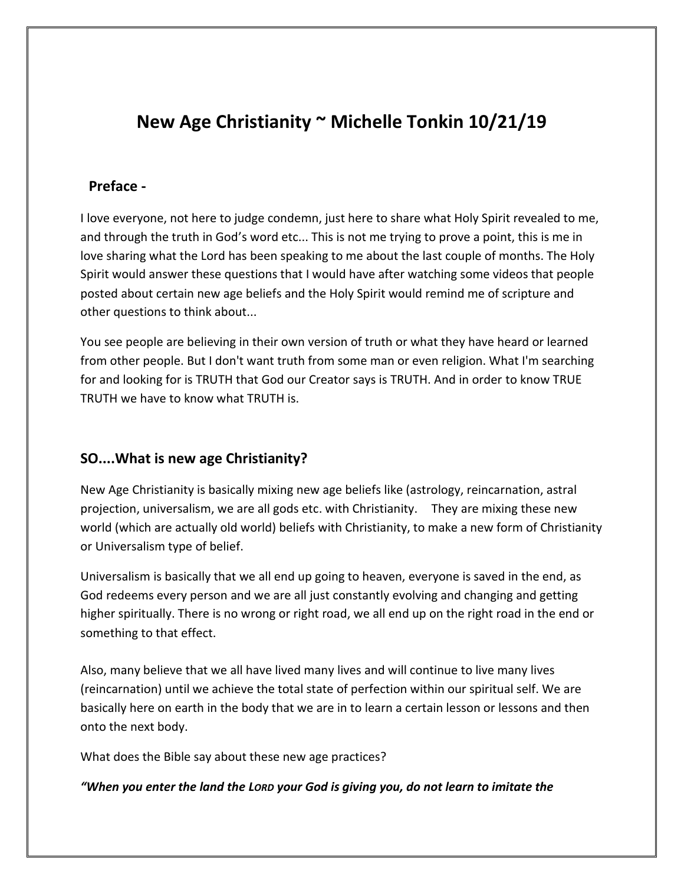# New Age Christianity ~ Michelle Tonkin 10/21/19

## Preface -

I love everyone, not here to judge condemn, just here to share what Holy Spirit revealed to me, and through the truth in God's word etc... This is not me trying to prove a point, this is me in love sharing what the Lord has been speaking to me about the last couple of months. The Holy Spirit would answer these questions that I would have after watching some videos that people posted about certain new age beliefs and the Holy Spirit would remind me of scripture and other questions to think about...

You see people are believing in their own version of truth or what they have heard or learned from other people. But I don't want truth from some man or even religion. What I'm searching for and looking for is TRUTH that God our Creator says is TRUTH. And in order to know TRUE TRUTH we have to know what TRUTH is.

## SO....What is new age Christianity?

New Age Christianity is basically mixing new age beliefs like (astrology, reincarnation, astral projection, universalism, we are all gods etc. with Christianity. They are mixing these new world (which are actually old world) beliefs with Christianity, to make a new form of Christianity or Universalism type of belief.

Universalism is basically that we all end up going to heaven, everyone is saved in the end, as God redeems every person and we are all just constantly evolving and changing and getting higher spiritually. There is no wrong or right road, we all end up on the right road in the end or something to that effect.

Also, many believe that we all have lived many lives and will continue to live many lives (reincarnation) until we achieve the total state of perfection within our spiritual self. We are basically here on earth in the body that we are in to learn a certain lesson or lessons and then onto the next body.

What does the Bible say about these new age practices?

***"When you enter the land the LORD your God is giving you, do not learn to imitate the***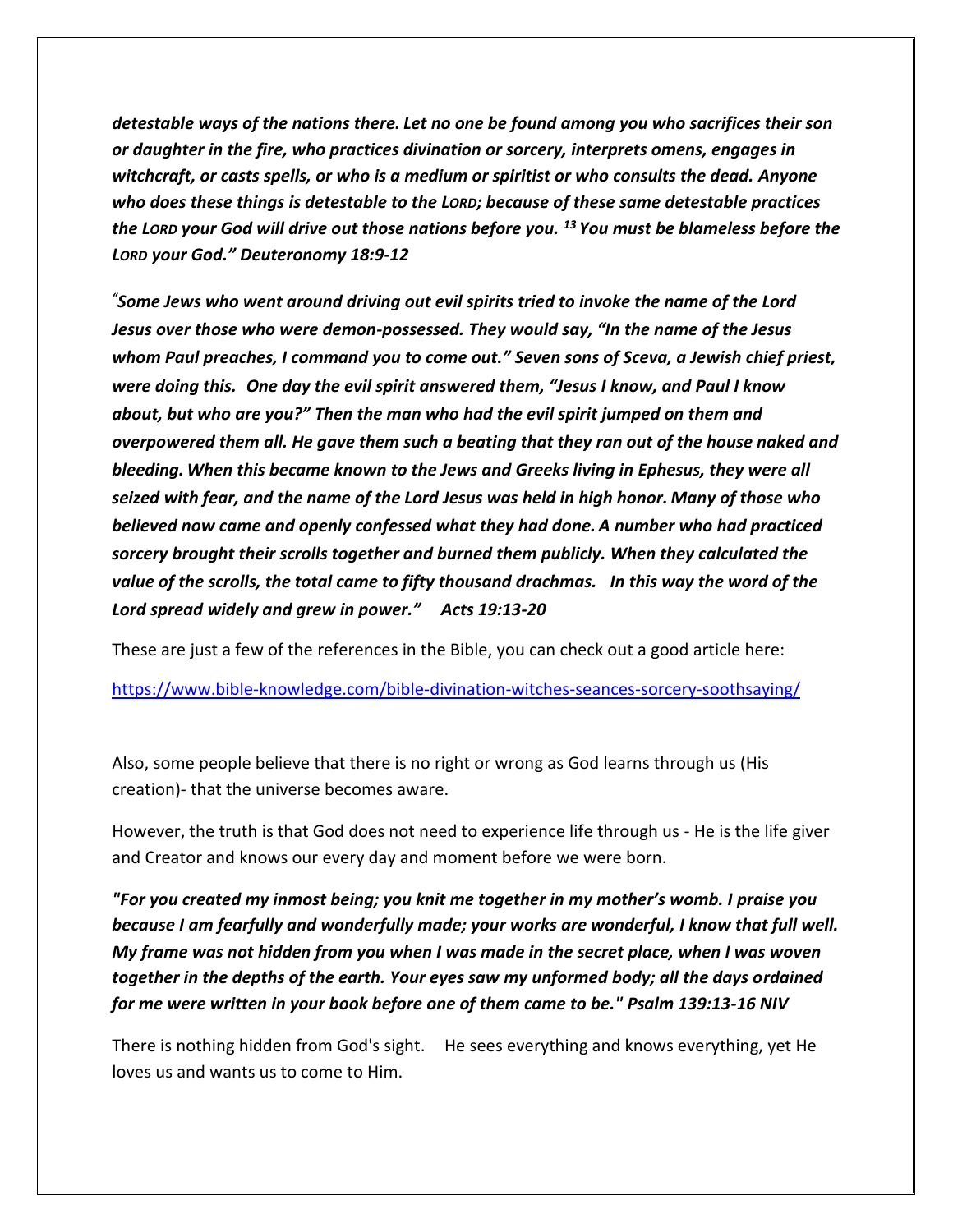***detestable ways of the nations there. Let no one be found among you who sacrifices their son or daughter in the fire, who practices divination or sorcery, interprets omens, engages in witchcraft, or casts spells, or who is a medium or spiritist or who consults the dead. Anyone who does these things is detestable to the LORD; because of these same detestable practices the LORD your God will drive out those nations before you. [13] You must be blameless before the LORD your God." Deuteronomy 18:9-12***

***"Some Jews who went around driving out evil spirits tried to invoke the name of the Lord Jesus over those who were demon-possessed. They would say, "In the name of the Jesus whom Paul preaches, I command you to come out." Seven sons of Sceva, a Jewish chief priest, were doing this. One day the evil spirit answered them, "Jesus I know, and Paul I know about, but who are you?" Then the man who had the evil spirit jumped on them and overpowered them all. He gave them such a beating that they ran out of the house naked and bleeding. When this became known to the Jews and Greeks living in Ephesus, they were all seized with fear, and the name of the Lord Jesus was held in high honor. Many of those who believed now came and openly confessed what they had done. A number who had practiced sorcery brought their scrolls together and burned them publicly. When they calculated the value of the scrolls, the total came to fifty thousand drachmas. In this way the word of the Lord spread widely and grew in power." Acts 19:13-20***

These are just a few of the references in the Bible, you can check out a good article here:

https://www.bible-knowledge.com/bible-divination-witches-seances-sorcery-soothsaying/

Also, some people believe that there is no right or wrong as God learns through us (His creation)- that the universe becomes aware.

However, the truth is that God does not need to experience life through us - He is the life giver and Creator and knows our every day and moment before we were born.

***"For you created my inmost being; you knit me together in my mother's womb. I praise you because I am fearfully and wonderfully made; your works are wonderful, I know that full well. My frame was not hidden from you when I was made in the secret place, when I was woven together in the depths of the earth. Your eyes saw my unformed body; all the days ordained for me were written in your book before one of them came to be." Psalm 139:13-16 NIV***

There is nothing hidden from God's sight. He sees everything and knows everything, yet He loves us and wants us to come to Him.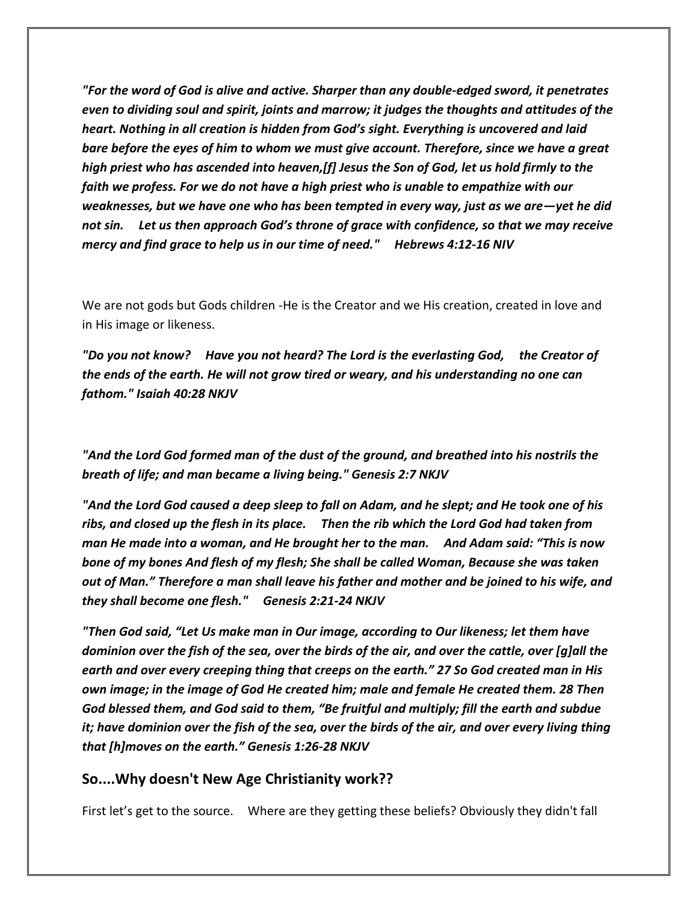***"For the word of God is alive and active. Sharper than any double-edged sword, it penetrates even to dividing soul and spirit, joints and marrow; it judges the thoughts and attitudes of the heart. Nothing in all creation is hidden from God's sight. Everything is uncovered and laid bare before the eyes of him to whom we must give account. Therefore, since we have a great high priest who has ascended into heaven,[f] Jesus the Son of God, let us hold firmly to the faith we profess. For we do not have a high priest who is unable to empathize with our weaknesses, but we have one who has been tempted in every way, just as we are—yet he did not sin. Let us then approach God's throne of grace with confidence, so that we may receive mercy and find grace to help us in our time of need." Hebrews 4:12-16 NIV***

We are not gods but Gods children -He is the Creator and we His creation, created in love and in His image or likeness.

***"Do you not know? Have you not heard? The Lord is the everlasting God, the Creator of the ends of the earth. He will not grow tired or weary, and his understanding no one can fathom." Isaiah 40:28 NKJV***

***"And the Lord God formed man of the dust of the ground, and breathed into his nostrils the breath of life; and man became a living being." Genesis 2:7 NKJV***

***"And the Lord God caused a deep sleep to fall on Adam, and he slept; and He took one of his ribs, and closed up the flesh in its place. Then the rib which the Lord God had taken from man He made into a woman, and He brought her to the man. And Adam said: "This is now bone of my bones And flesh of my flesh; She shall be called Woman, Because she was taken out of Man." Therefore a man shall leave his father and mother and be joined to his wife, and they shall become one flesh." Genesis 2:21-24 NKJV***

***"Then God said, "Let Us make man in Our image, according to Our likeness; let them have dominion over the fish of the sea, over the birds of the air, and over the cattle, over [g]all the earth and over every creeping thing that creeps on the earth." 27 So God created man in His own image; in the image of God He created him; male and female He created them. 28 Then God blessed them, and God said to them, "Be fruitful and multiply; fill the earth and subdue it; have dominion over the fish of the sea, over the birds of the air, and over every living thing that [h]moves on the earth." Genesis 1:26-28 NKJV***

## So....Why doesn't New Age Christianity work??

First let's get to the source. Where are they getting these beliefs? Obviously they didn't fall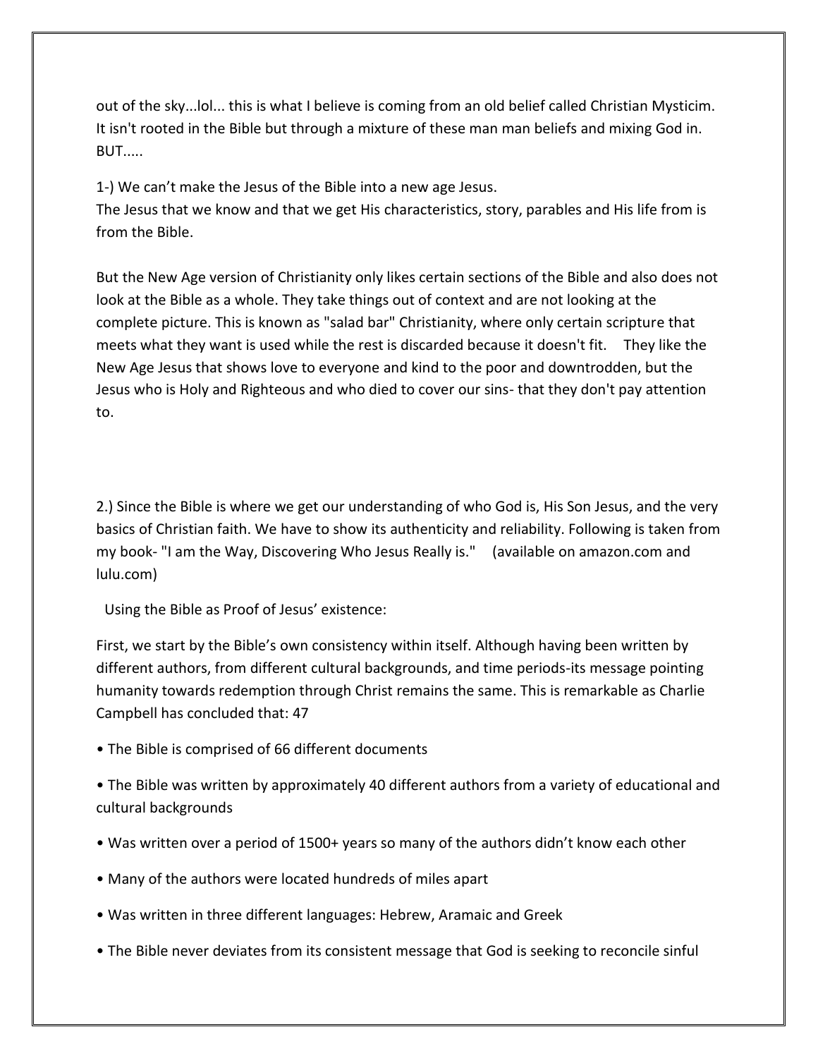out of the sky...lol... this is what I believe is coming from an old belief called Christian Mysticim. It isn't rooted in the Bible but through a mixture of these man man beliefs and mixing God in. BUT.....

1-) We can't make the Jesus of the Bible into a new age Jesus.
The Jesus that we know and that we get His characteristics, story, parables and His life from is from the Bible.

But the New Age version of Christianity only likes certain sections of the Bible and also does not look at the Bible as a whole. They take things out of context and are not looking at the complete picture. This is known as "salad bar" Christianity, where only certain scripture that meets what they want is used while the rest is discarded because it doesn't fit. They like the New Age Jesus that shows love to everyone and kind to the poor and downtrodden, but the Jesus who is Holy and Righteous and who died to cover our sins- that they don't pay attention to.

2.) Since the Bible is where we get our understanding of who God is, His Son Jesus, and the very basics of Christian faith. We have to show its authenticity and reliability. Following is taken from my book- "I am the Way, Discovering Who Jesus Really is." (available on amazon.com and lulu.com)

Using the Bible as Proof of Jesus' existence:

First, we start by the Bible's own consistency within itself. Although having been written by different authors, from different cultural backgrounds, and time periods-its message pointing humanity towards redemption through Christ remains the same. This is remarkable as Charlie Campbell has concluded that: 47

- The Bible is comprised of 66 different documents
- The Bible was written by approximately 40 different authors from a variety of educational and cultural backgrounds
- Was written over a period of 1500+ years so many of the authors didn't know each other
- Many of the authors were located hundreds of miles apart
- Was written in three different languages: Hebrew, Aramaic and Greek
- The Bible never deviates from its consistent message that God is seeking to reconcile sinful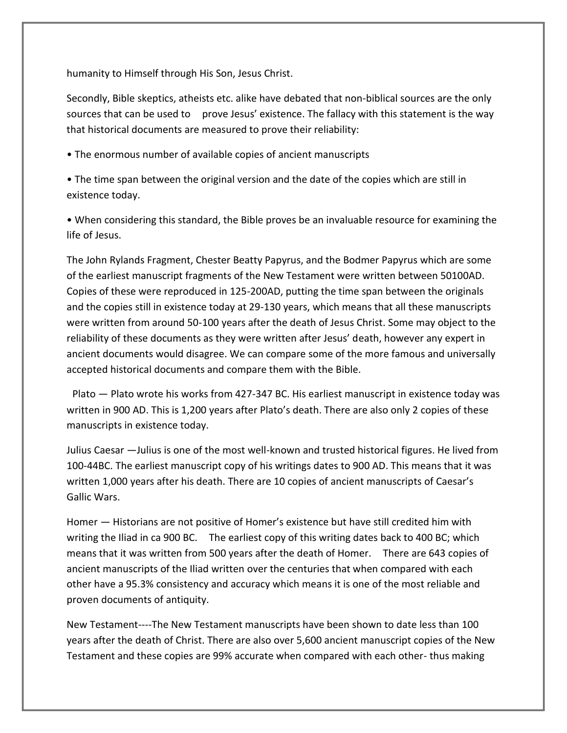humanity to Himself through His Son, Jesus Christ.

Secondly, Bible skeptics, atheists etc. alike have debated that non-biblical sources are the only sources that can be used to prove Jesus' existence. The fallacy with this statement is the way that historical documents are measured to prove their reliability:

- The enormous number of available copies of ancient manuscripts
- The time span between the original version and the date of the copies which are still in existence today.
- When considering this standard, the Bible proves be an invaluable resource for examining the life of Jesus.

The John Rylands Fragment, Chester Beatty Papyrus, and the Bodmer Papyrus which are some of the earliest manuscript fragments of the New Testament were written between 50100AD. Copies of these were reproduced in 125-200AD, putting the time span between the originals and the copies still in existence today at 29-130 years, which means that all these manuscripts were written from around 50-100 years after the death of Jesus Christ. Some may object to the reliability of these documents as they were written after Jesus' death, however any expert in ancient documents would disagree. We can compare some of the more famous and universally accepted historical documents and compare them with the Bible.

Plato — Plato wrote his works from 427-347 BC. His earliest manuscript in existence today was written in 900 AD. This is 1,200 years after Plato's death. There are also only 2 copies of these manuscripts in existence today.

Julius Caesar —Julius is one of the most well-known and trusted historical figures. He lived from 100-44BC. The earliest manuscript copy of his writings dates to 900 AD. This means that it was written 1,000 years after his death. There are 10 copies of ancient manuscripts of Caesar's Gallic Wars.

Homer — Historians are not positive of Homer's existence but have still credited him with writing the Iliad in ca 900 BC. The earliest copy of this writing dates back to 400 BC; which means that it was written from 500 years after the death of Homer. There are 643 copies of ancient manuscripts of the Iliad written over the centuries that when compared with each other have a 95.3% consistency and accuracy which means it is one of the most reliable and proven documents of antiquity.

New Testament----The New Testament manuscripts have been shown to date less than 100 years after the death of Christ. There are also over 5,600 ancient manuscript copies of the New Testament and these copies are 99% accurate when compared with each other- thus making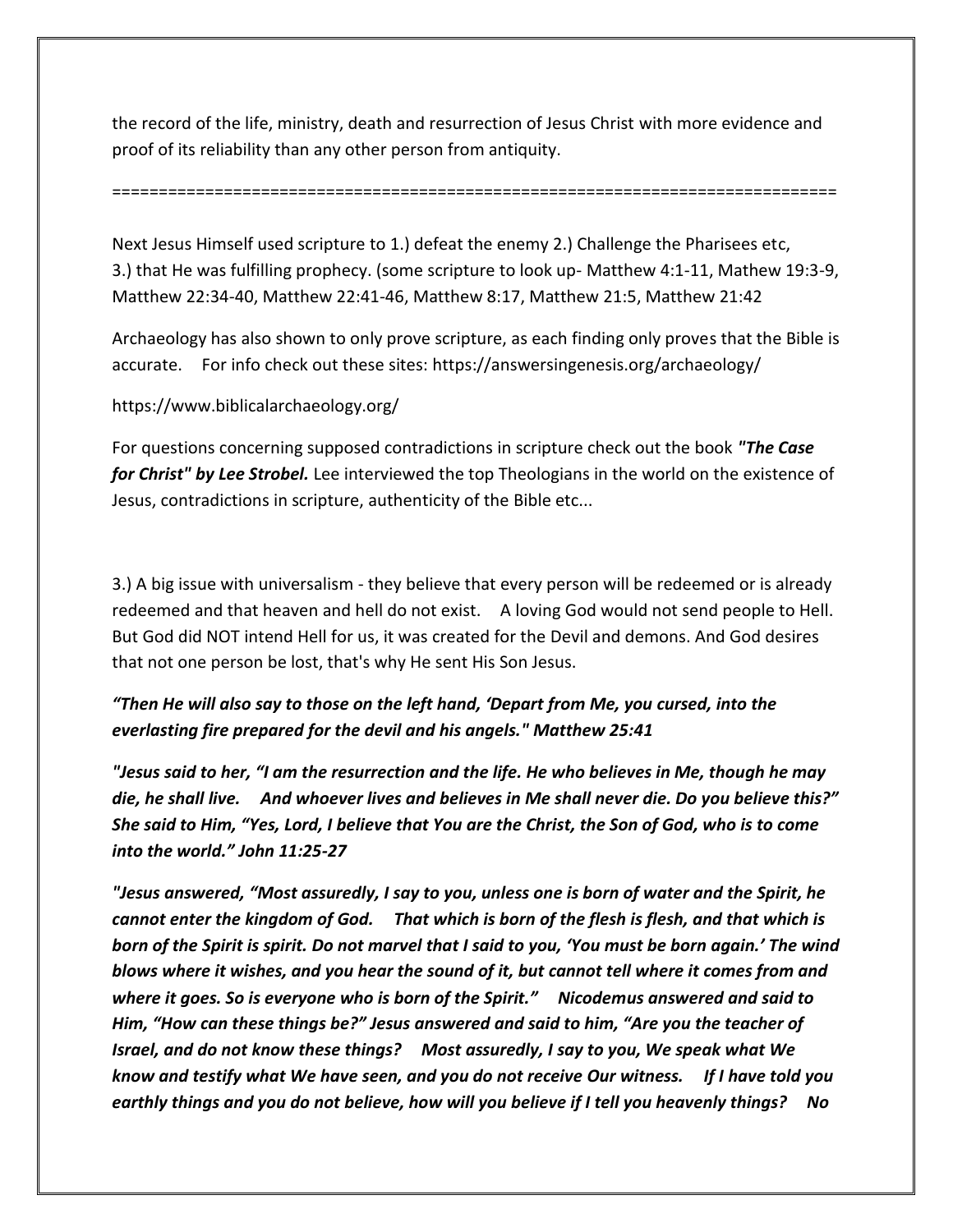the record of the life, ministry, death and resurrection of Jesus Christ with more evidence and proof of its reliability than any other person from antiquity.

==============================================================================

Next Jesus Himself used scripture to 1.) defeat the enemy 2.) Challenge the Pharisees etc, 3.) that He was fulfilling prophecy. (some scripture to look up- Matthew 4:1-11, Mathew 19:3-9, Matthew 22:34-40, Matthew 22:41-46, Matthew 8:17, Matthew 21:5, Matthew 21:42

Archaeology has also shown to only prove scripture, as each finding only proves that the Bible is accurate. For info check out these sites: https://answersingenesis.org/archaeology/

https://www.biblicalarchaeology.org/

For questions concerning supposed contradictions in scripture check out the book ***"The Case for Christ" by Lee Strobel.*** Lee interviewed the top Theologians in the world on the existence of Jesus, contradictions in scripture, authenticity of the Bible etc...

3.) A big issue with universalism - they believe that every person will be redeemed or is already redeemed and that heaven and hell do not exist. A loving God would not send people to Hell. But God did NOT intend Hell for us, it was created for the Devil and demons. And God desires that not one person be lost, that's why He sent His Son Jesus.

***"Then He will also say to those on the left hand, 'Depart from Me, you cursed, into the everlasting fire prepared for the devil and his angels." Matthew 25:41***

***"Jesus said to her, "I am the resurrection and the life. He who believes in Me, though he may die, he shall live. And whoever lives and believes in Me shall never die. Do you believe this?" She said to Him, "Yes, Lord, I believe that You are the Christ, the Son of God, who is to come into the world." John 11:25-27***

***"Jesus answered, "Most assuredly, I say to you, unless one is born of water and the Spirit, he cannot enter the kingdom of God. That which is born of the flesh is flesh, and that which is born of the Spirit is spirit. Do not marvel that I said to you, 'You must be born again.' The wind blows where it wishes, and you hear the sound of it, but cannot tell where it comes from and where it goes. So is everyone who is born of the Spirit." Nicodemus answered and said to Him, "How can these things be?" Jesus answered and said to him, "Are you the teacher of Israel, and do not know these things? Most assuredly, I say to you, We speak what We know and testify what We have seen, and you do not receive Our witness. If I have told you earthly things and you do not believe, how will you believe if I tell you heavenly things? No***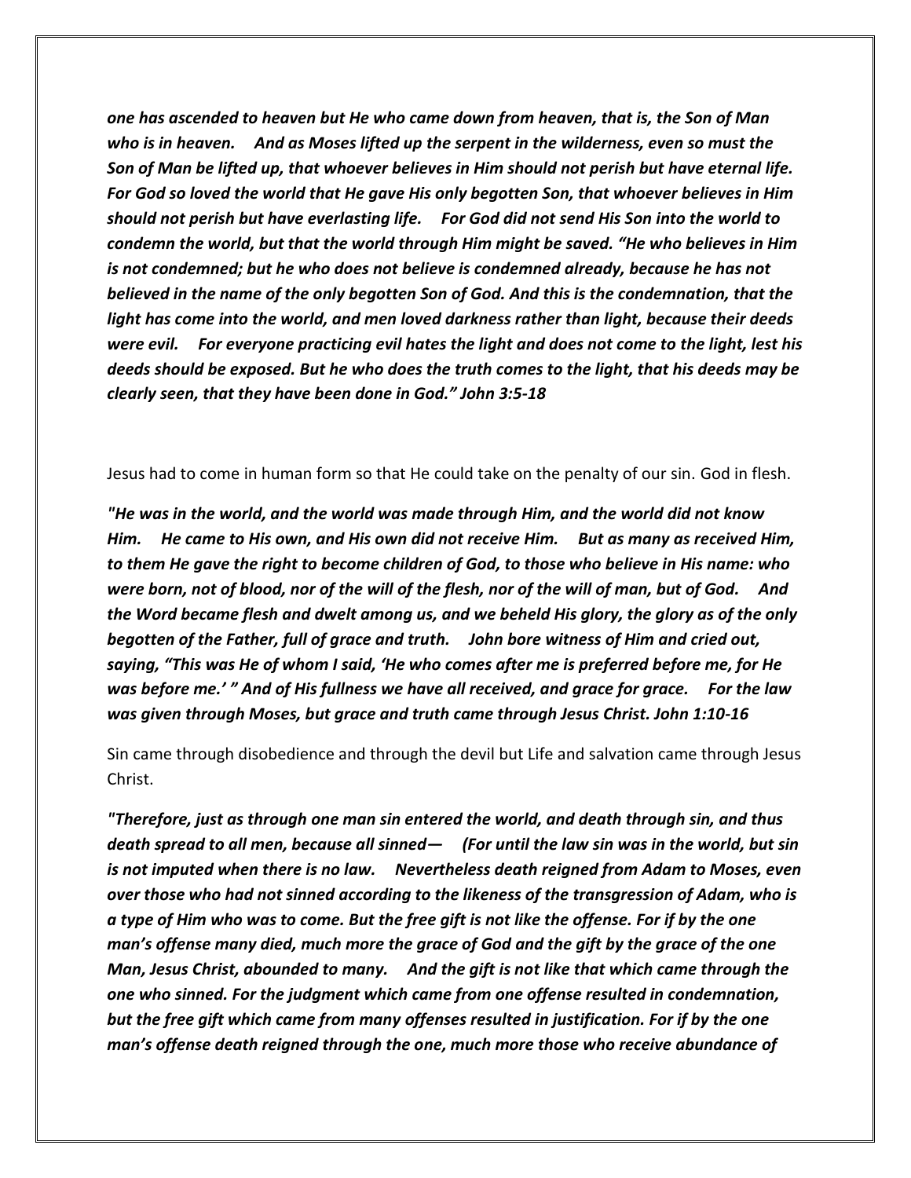***one has ascended to heaven but He who came down from heaven, that is, the Son of Man who is in heaven. And as Moses lifted up the serpent in the wilderness, even so must the Son of Man be lifted up, that whoever believes in Him should not perish but have eternal life. For God so loved the world that He gave His only begotten Son, that whoever believes in Him should not perish but have everlasting life. For God did not send His Son into the world to condemn the world, but that the world through Him might be saved. "He who believes in Him is not condemned; but he who does not believe is condemned already, because he has not believed in the name of the only begotten Son of God. And this is the condemnation, that the light has come into the world, and men loved darkness rather than light, because their deeds were evil. For everyone practicing evil hates the light and does not come to the light, lest his deeds should be exposed. But he who does the truth comes to the light, that his deeds may be clearly seen, that they have been done in God." John 3:5-18***

Jesus had to come in human form so that He could take on the penalty of our sin. God in flesh.

***"He was in the world, and the world was made through Him, and the world did not know Him. He came to His own, and His own did not receive Him. But as many as received Him, to them He gave the right to become children of God, to those who believe in His name: who were born, not of blood, nor of the will of the flesh, nor of the will of man, but of God. And the Word became flesh and dwelt among us, and we beheld His glory, the glory as of the only begotten of the Father, full of grace and truth. John bore witness of Him and cried out, saying, "This was He of whom I said, 'He who comes after me is preferred before me, for He was before me.' " And of His fullness we have all received, and grace for grace. For the law was given through Moses, but grace and truth came through Jesus Christ. John 1:10-16***

Sin came through disobedience and through the devil but Life and salvation came through Jesus Christ.

***"Therefore, just as through one man sin entered the world, and death through sin, and thus death spread to all men, because all sinned— (For until the law sin was in the world, but sin is not imputed when there is no law. Nevertheless death reigned from Adam to Moses, even over those who had not sinned according to the likeness of the transgression of Adam, who is a type of Him who was to come. But the free gift is not like the offense. For if by the one man's offense many died, much more the grace of God and the gift by the grace of the one Man, Jesus Christ, abounded to many. And the gift is not like that which came through the one who sinned. For the judgment which came from one offense resulted in condemnation, but the free gift which came from many offenses resulted in justification. For if by the one man's offense death reigned through the one, much more those who receive abundance of***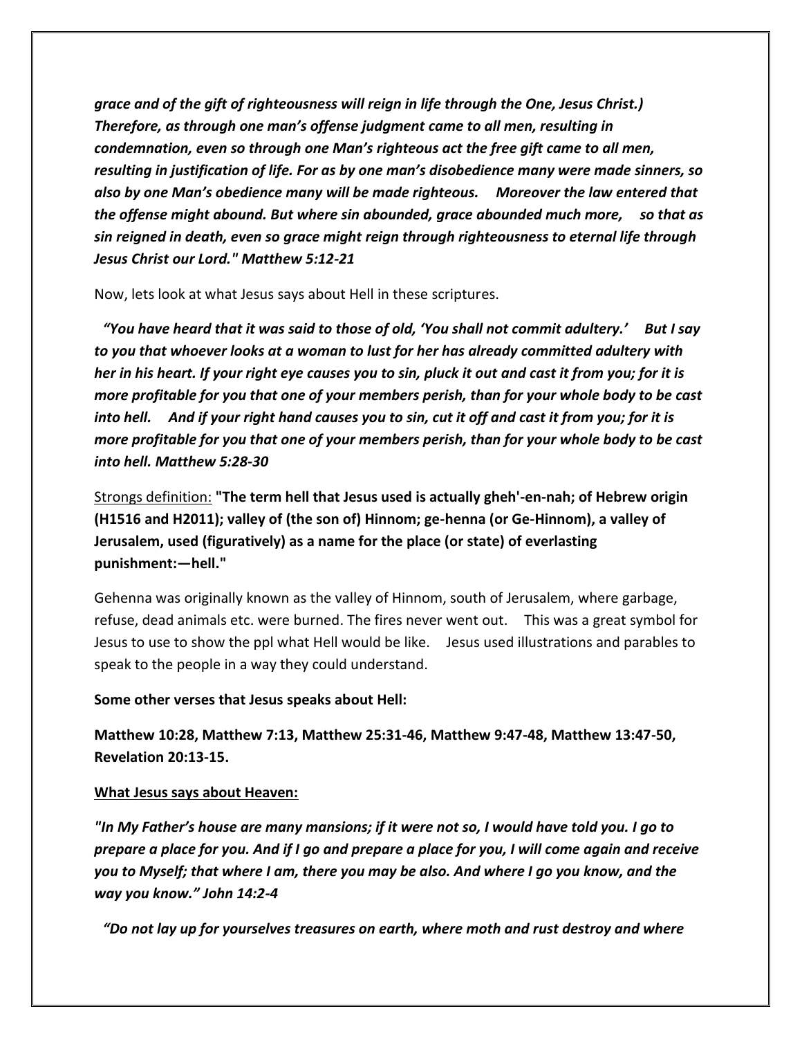***grace and of the gift of righteousness will reign in life through the One, Jesus Christ.) Therefore, as through one man's offense judgment came to all men, resulting in condemnation, even so through one Man's righteous act the free gift came to all men, resulting in justification of life. For as by one man's disobedience many were made sinners, so also by one Man's obedience many will be made righteous. Moreover the law entered that the offense might abound. But where sin abounded, grace abounded much more, so that as sin reigned in death, even so grace might reign through righteousness to eternal life through Jesus Christ our Lord." Matthew 5:12-21***

Now, lets look at what Jesus says about Hell in these scripture.

***"You have heard that it was said to those of old, 'You shall not commit adultery.' But I say to you that whoever looks at a woman to lust for her has already committed adultery with her in his heart. If your right eye causes you to sin, pluck it out and cast it from you; for it is more profitable for you that one of your members perish, than for your whole body to be cast into hell. And if your right hand causes you to sin, cut it off and cast it from you; for it is more profitable for you that one of your members perish, than for your whole body to be cast into hell. Matthew 5:28-30***

<u>Strongs definition:</u> **"The term hell that Jesus used is actually gheh'-en-nah; of Hebrew origin (H1516 and H2011); valley of (the son of) Hinnom; ge-henna (or Ge-Hinnom), a valley of Jerusalem, used (figuratively) as a name for the place (or state) of everlasting punishment:—hell."**

Gehenna was originally known as the valley of Hinnom, south of Jerusalem, where garbage, refuse, dead animals etc. were burned. The fires never went out. This was a great symbol for Jesus to use to show the ppl what Hell would be like. Jesus used illustrations and parables to speak to the people in a way they could understand.

**Some other verses that Jesus speaks about Hell:**

**Matthew 10:28, Matthew 7:13, Matthew 25:31-46, Matthew 9:47-48, Matthew 13:47-50, Revelation 20:13-15.**

**<u>What Jesus says about Heaven:</u>**

***"In My Father's house are many mansions; if it were not so, I would have told you. I go to prepare a place for you. And if I go and prepare a place for you, I will come again and receive you to Myself; that where I am, there you may be also. And where I go you know, and the way you know." John 14:2-4***

***"Do not lay up for yourselves treasures on earth, where moth and rust destroy and where***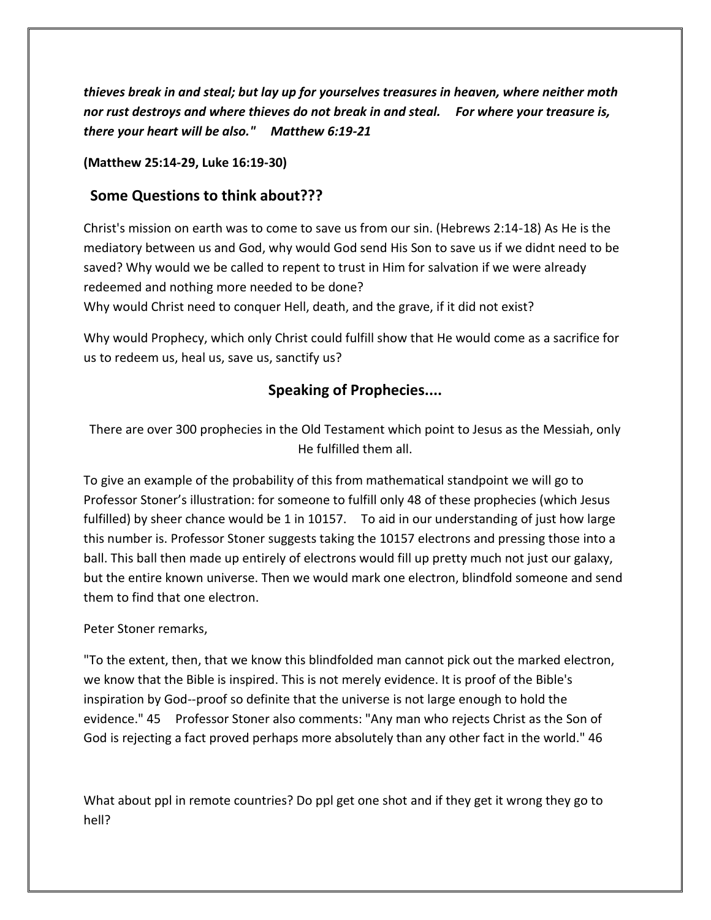***thieves break in and steal; but lay up for yourselves treasures in heaven, where neither moth nor rust destroys and where thieves do not break in and steal. For where your treasure is, there your heart will be also." Matthew 6:19-21***

**(Matthew 25:14-29, Luke 16:19-30)**

## Some Questions to think about???

Christ's mission on earth was to come to save us from our sin. (Hebrews 2:14-18) As He is the mediatory between us and God, why would God send His Son to save us if we didnt need to be saved? Why would we be called to repent to trust in Him for salvation if we were already redeemed and nothing more needed to be done?
Why would Christ need to conquer Hell, death, and the grave, if it did not exist?

Why would Prophecy, which only Christ could fulfill show that He would come as a sacrifice for us to redeem us, heal us, save us, sanctify us?

## Speaking of Prophecies....

There are over 300 prophecies in the Old Testament which point to Jesus as the Messiah, only He fulfilled them all.

To give an example of the probability of this from mathematical standpoint we will go to Professor Stoner's illustration: for someone to fulfill only 48 of these prophecies (which Jesus fulfilled) by sheer chance would be 1 in 10157. To aid in our understanding of just how large this number is. Professor Stoner suggests taking the 10157 electrons and pressing those into a ball. This ball then made up entirely of electrons would fill up pretty much not just our galaxy, but the entire known universe. Then we would mark one electron, blindfold someone and send them to find that one electron.

Peter Stoner remarks,

"To the extent, then, that we know this blindfolded man cannot pick out the marked electron, we know that the Bible is inspired. This is not merely evidence. It is proof of the Bible's inspiration by God--proof so definite that the universe is not large enough to hold the evidence." 45 Professor Stoner also comments: "Any man who rejects Christ as the Son of God is rejecting a fact proved perhaps more absolutely than any other fact in the world." 46

What about ppl in remote countries? Do ppl get one shot and if they get it wrong they go to hell?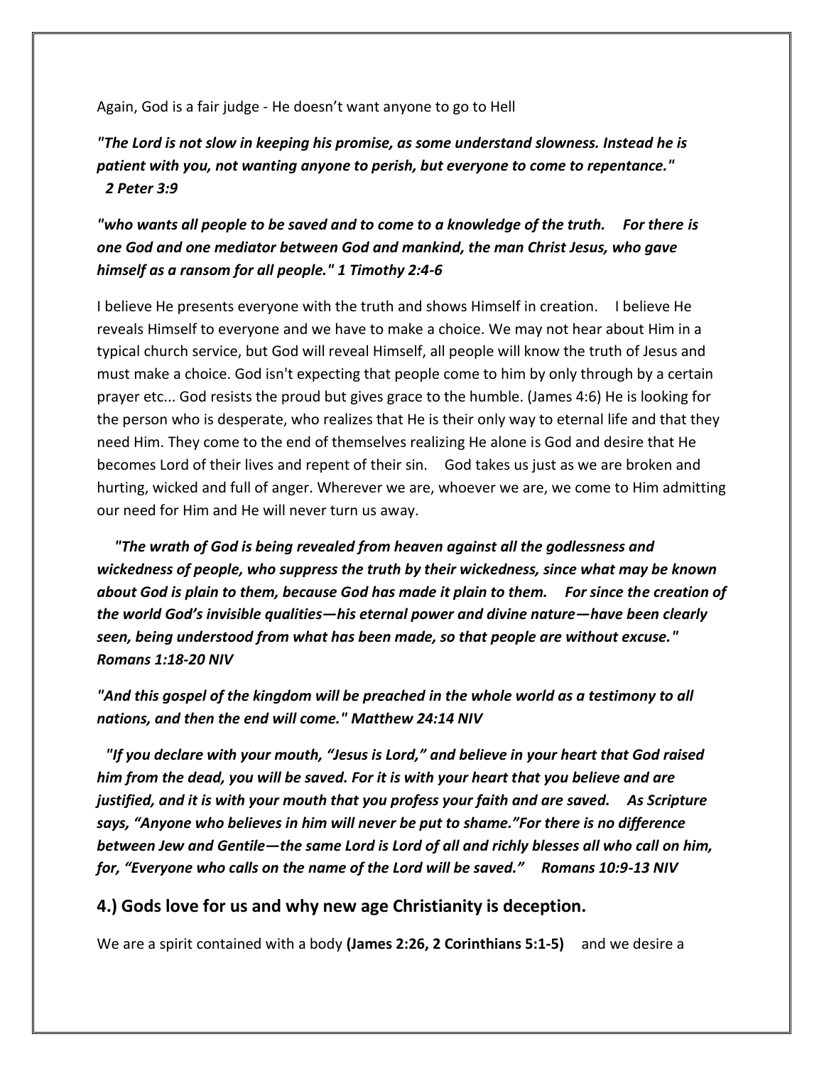Again, God is a fair judge - He doesn't want anyone to go to Hell

***"The Lord is not slow in keeping his promise, as some understand slowness. Instead he is patient with you, not wanting anyone to perish, but everyone to come to repentance." 2 Peter 3:9***

***"who wants all people to be saved and to come to a knowledge of the truth. For there is one God and one mediator between God and mankind, the man Christ Jesus, who gave himself as a ransom for all people." 1 Timothy 2:4-6***

I believe He presents everyone with the truth and shows Himself in creation. I believe He reveals Himself to everyone and we have to make a choice. We may not hear about Him in a typical church service, but God will reveal Himself, all people will know the truth of Jesus and must make a choice. God isn't expecting that people come to him by only through by a certain prayer etc... God resists the proud but gives grace to the humble. (James 4:6) He is looking for the person who is desperate, who realizes that He is their only way to eternal life and that they need Him. They come to the end of themselves realizing He alone is God and desire that He becomes Lord of their lives and repent of their sin. God takes us just as we are broken and hurting, wicked and full of anger. Wherever we are, whoever we are, we come to Him admitting our need for Him and He will never turn us away.

***"The wrath of God is being revealed from heaven against all the godlessness and wickedness of people, who suppress the truth by their wickedness, since what may be known about God is plain to them, because God has made it plain to them. For since the creation of the world God's invisible qualities—his eternal power and divine nature—have been clearly seen, being understood from what has been made, so that people are without excuse." Romans 1:18-20 NIV***

***"And this gospel of the kingdom will be preached in the whole world as a testimony to all nations, and then the end will come." Matthew 24:14 NIV***

***"If you declare with your mouth, "Jesus is Lord," and believe in your heart that God raised him from the dead, you will be saved. For it is with your heart that you believe and are justified, and it is with your mouth that you profess your faith and are saved. As Scripture says, "Anyone who believes in him will never be put to shame."For there is no difference between Jew and Gentile—the same Lord is Lord of all and richly blesses all who call on him, for, "Everyone who calls on the name of the Lord will be saved." Romans 10:9-13 NIV***

## 4.) Gods love for us and why new age Christianity is deception.

We are a spirit contained with a body **(James 2:26, 2 Corinthians 5:1-5)** and we desire a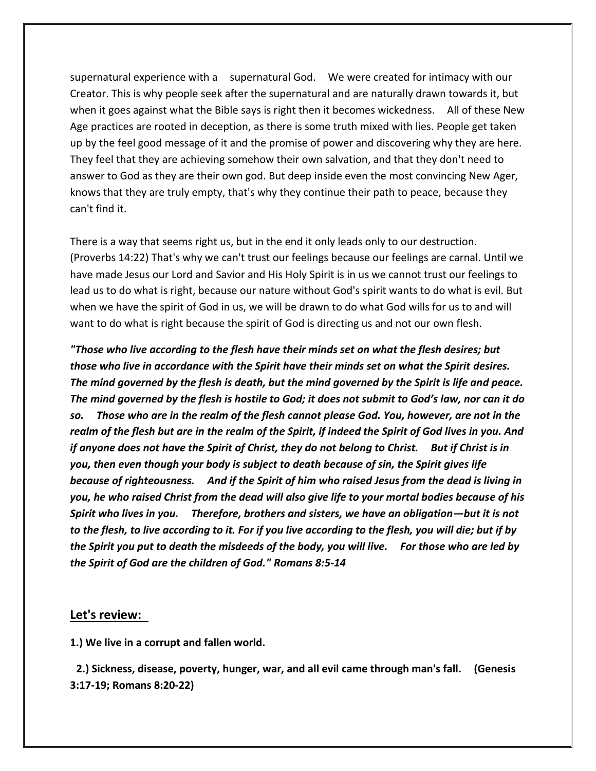supernatural experience with a supernatural God. We were created for intimacy with our Creator. This is why people seek after the supernatural and are naturally drawn towards it, but when it goes against what the Bible says is right then it becomes wickedness. All of these New Age practices are rooted in deception, as there is some truth mixed with lies. People get taken up by the feel good message of it and the promise of power and discovering why they are here. They feel that they are achieving somehow their own salvation, and that they don't need to answer to God as they are their own god. But deep inside even the most convincing New Ager, knows that they are truly empty, that's why they continue their path to peace, because they can't find it.

There is a way that seems right us, but in the end it only leads only to our destruction. (Proverbs 14:22) That's why we can't trust our feelings because our feelings are carnal. Until we have made Jesus our Lord and Savior and His Holy Spirit is in us we cannot trust our feelings to lead us to do what is right, because our nature without God's spirit wants to do what is evil. But when we have the spirit of God in us, we will be drawn to do what God wills for us to and will want to do what is right because the spirit of God is directing us and not our own flesh.

***"Those who live according to the flesh have their minds set on what the flesh desires; but those who live in accordance with the Spirit have their minds set on what the Spirit desires. The mind governed by the flesh is death, but the mind governed by the Spirit is life and peace. The mind governed by the flesh is hostile to God; it does not submit to God's law, nor can it do so. Those who are in the realm of the flesh cannot please God. You, however, are not in the realm of the flesh but are in the realm of the Spirit, if indeed the Spirit of God lives in you. And if anyone does not have the Spirit of Christ, they do not belong to Christ. But if Christ is in you, then even though your body is subject to death because of sin, the Spirit gives life because of righteousness. And if the Spirit of him who raised Jesus from the dead is living in you, he who raised Christ from the dead will also give life to your mortal bodies because of his Spirit who lives in you. Therefore, brothers and sisters, we have an obligation—but it is not to the flesh, to live according to it. For if you live according to the flesh, you will die; but if by the Spirit you put to death the misdeeds of the body, you will live. For those who are led by the Spirit of God are the children of God." Romans 8:5-14***

## Let's review:

**1.) We live in a corrupt and fallen world.**

**2.) Sickness, disease, poverty, hunger, war, and all evil came through man's fall. (Genesis 3:17-19; Romans 8:20-22)**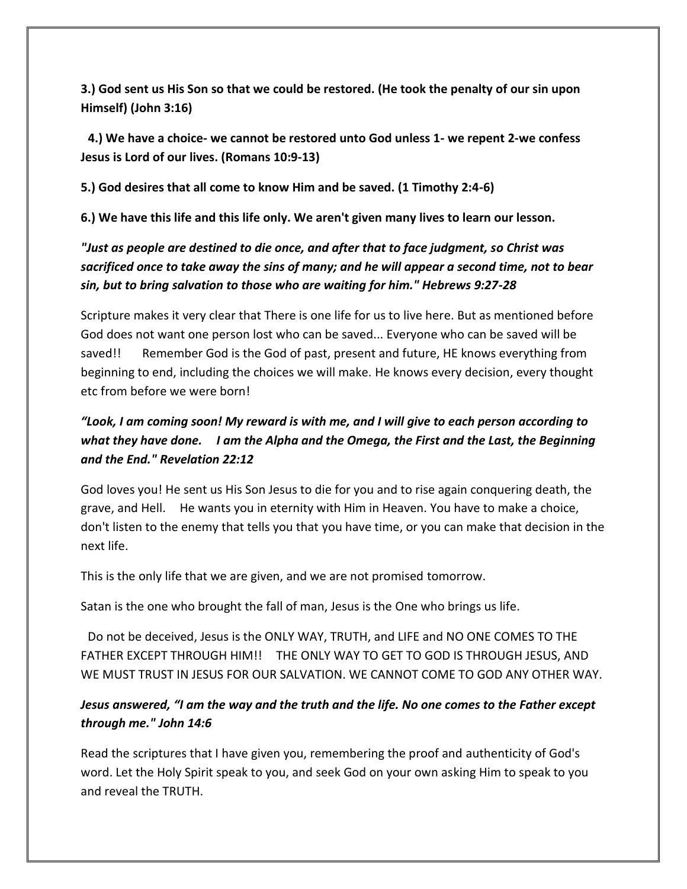**3.) God sent us His Son so that we could be restored. (He took the penalty of our sin upon Himself) (John 3:16)**

**4.) We have a choice- we cannot be restored unto God unless 1- we repent 2-we confess Jesus is Lord of our lives. (Romans 10:9-13)**

**5.) God desires that all come to know Him and be saved. (1 Timothy 2:4-6)**

**6.) We have this life and this life only. We aren't given many lives to learn our lesson.**

***"Just as people are destined to die once, and after that to face judgment, so Christ was sacrificed once to take away the sins of many; and he will appear a second time, not to bear sin, but to bring salvation to those who are waiting for him." Hebrews 9:27-28***

Scripture makes it very clear that There is one life for us to live here. But as mentioned before God does not want one person lost who can be saved... Everyone who can be saved will be saved!! Remember God is the God of past, present and future, HE knows everything from beginning to end, including the choices we will make. He knows every decision, every thought etc from before we were born!

***"Look, I am coming soon! My reward is with me, and I will give to each person according to what they have done. I am the Alpha and the Omega, the First and the Last, the Beginning and the End." Revelation 22:12***

God loves you! He sent us His Son Jesus to die for you and to rise again conquering death, the grave, and Hell. He wants you in eternity with Him in Heaven. You have to make a choice, don't listen to the enemy that tells you that you have time, or you can make that decision in the next life.

This is the only life that we are given, and we are not promised tomorrow.

Satan is the one who brought the fall of man, Jesus is the One who brings us life.

Do not be deceived, Jesus is the ONLY WAY, TRUTH, and LIFE and NO ONE COMES TO THE FATHER EXCEPT THROUGH HIM!! THE ONLY WAY TO GET TO GOD IS THROUGH JESUS, AND WE MUST TRUST IN JESUS FOR OUR SALVATION. WE CANNOT COME TO GOD ANY OTHER WAY.

***Jesus answered, "I am the way and the truth and the life. No one comes to the Father except through me." John 14:6***

Read the scriptures that I have given you, remembering the proof and authenticity of God's word. Let the Holy Spirit speak to you, and seek God on your own asking Him to speak to you and reveal the TRUTH.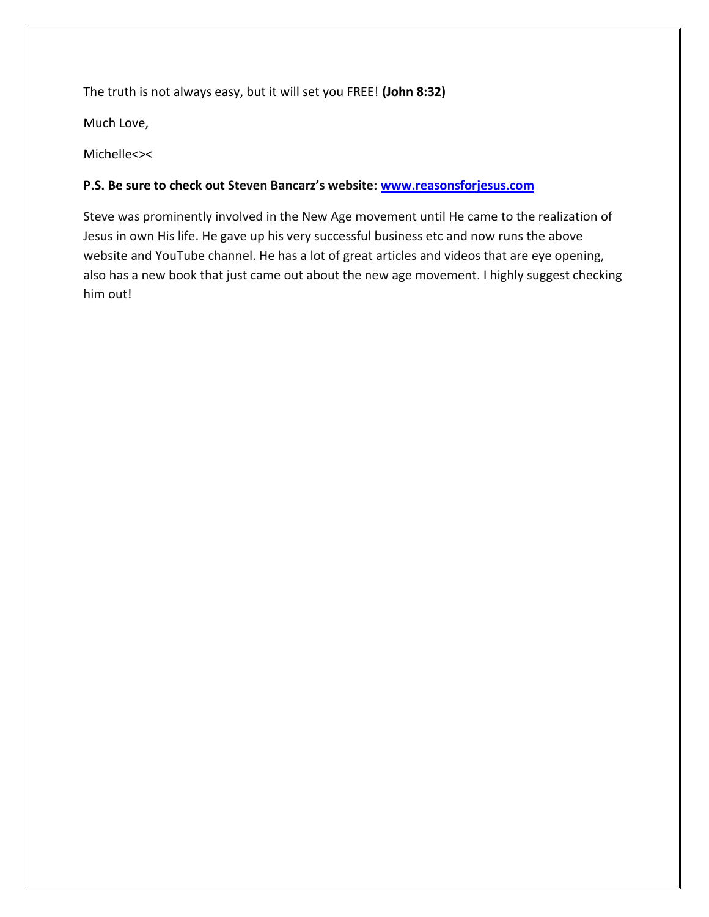The truth is not always easy, but it will set you FREE! **(John 8:32)**

Much Love,

Michelle<><

**P.S. Be sure to check out Steven Bancarz's website: [www.reasonsforjesus.com](www.reasonsforjesus.com)**

Steve was prominently involved in the New Age movement until He came to the realization of Jesus in own His life. He gave up his very successful business etc and now runs the above website and YouTube channel. He has a lot of great articles and videos that are eye opening, also has a new book that just came out about the new age movement. I highly suggest checking him out!